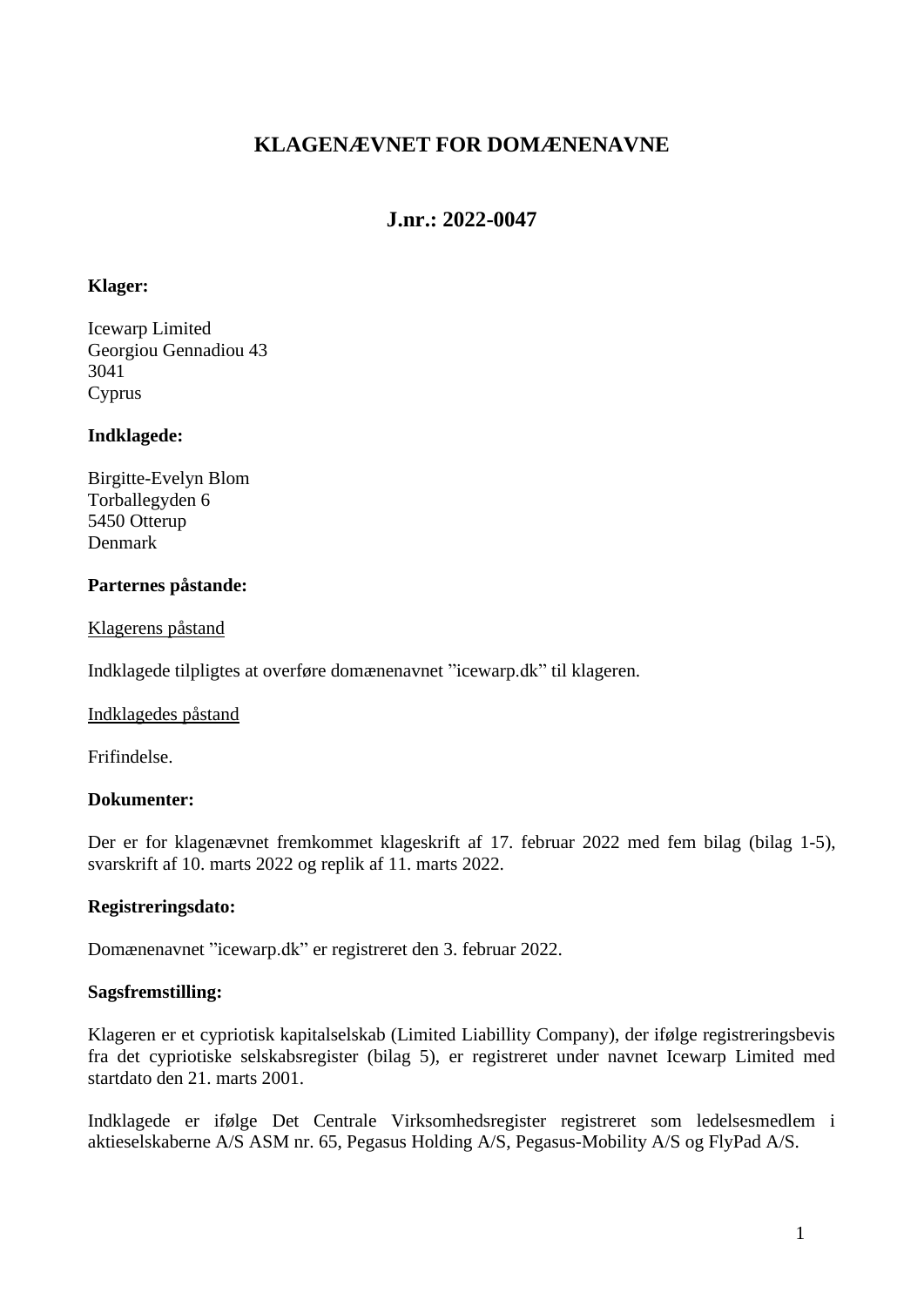# KLAGENÆVNET FOR DOMÆNENAVNE

## J.nr.: 2022-0047

**Klager:**

Icewarp Limited
Georgiou Gennadiou 43
3041
Cyprus

**Indklagede:**

Birgitte-Evelyn Blom
Torballegyden 6
5450 Otterup
Denmark

**Parternes påstande:**

Klagerens påstand

Indklagede tilpligtes at overføre domænenavnet "icewarp.dk" til klageren.

Indklagedes påstand

Frifindelse.

**Dokumenter:**

Der er for klagenævnet fremkommet klageskrift af 17. februar 2022 med fem bilag (bilag 1-5), svarskrift af 10. marts 2022 og replik af 11. marts 2022.

**Registreringsdato:**

Domænenavnet "icewarp.dk" er registreret den 3. februar 2022.

**Sagsfremstilling:**

Klageren er et cypriotisk kapitalselskab (Limited Liabillity Company), der ifølge registreringsbevis fra det cypriotiske selskabsregister (bilag 5), er registreret under navnet Icewarp Limited med startdato den 21. marts 2001.

Indklagede er ifølge Det Centrale Virksomhedsregister registreret som ledelsesmedlem i aktieselskaberne A/S ASM nr. 65, Pegasus Holding A/S, Pegasus-Mobility A/S og FlyPad A/S.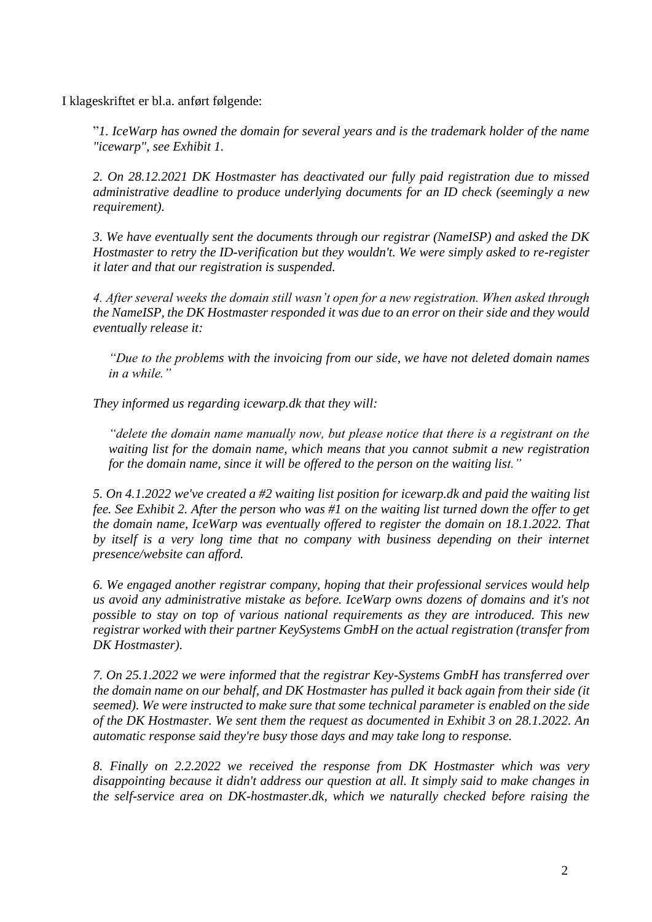I klageskriftet er bl.a. anført følgende:

> "*1. IceWarp has owned the domain for several years and is the trademark holder of the name "icewarp", see Exhibit 1.*
>
> *2. On 28.12.2021 DK Hostmaster has deactivated our fully paid registration due to missed administrative deadline to produce underlying documents for an ID check (seemingly a new requirement).*
>
> *3. We have eventually sent the documents through our registrar (NameISP) and asked the DK Hostmaster to retry the ID-verification but they wouldn't. We were simply asked to re-register it later and that our registration is suspended.*
>
> *4. After several weeks the domain still wasn't open for a new registration. When asked through the NameISP, the DK Hostmaster responded it was due to an error on their side and they would eventually release it:*
>
> > *"Due to the problems with the invoicing from our side, we have not deleted domain names in a while."*
>
> *They informed us regarding icewarp.dk that they will:*
>
> > *"delete the domain name manually now, but please notice that there is a registrant on the waiting list for the domain name, which means that you cannot submit a new registration for the domain name, since it will be offered to the person on the waiting list."*
>
> *5. On 4.1.2022 we've created a #2 waiting list position for icewarp.dk and paid the waiting list fee. See Exhibit 2. After the person who was #1 on the waiting list turned down the offer to get the domain name, IceWarp was eventually offered to register the domain on 18.1.2022. That by itself is a very long time that no company with business depending on their internet presence/website can afford.*
>
> *6. We engaged another registrar company, hoping that their professional services would help us avoid any administrative mistake as before. IceWarp owns dozens of domains and it's not possible to stay on top of various national requirements as they are introduced. This new registrar worked with their partner KeySystems GmbH on the actual registration (transfer from DK Hostmaster).*
>
> *7. On 25.1.2022 we were informed that the registrar Key-Systems GmbH has transferred over the domain name on our behalf, and DK Hostmaster has pulled it back again from their side (it seemed). We were instructed to make sure that some technical parameter is enabled on the side of the DK Hostmaster. We sent them the request as documented in Exhibit 3 on 28.1.2022. An automatic response said they're busy those days and may take long to response.*
>
> *8. Finally on 2.2.2022 we received the response from DK Hostmaster which was very disappointing because it didn't address our question at all. It simply said to make changes in the self-service area on DK-hostmaster.dk, which we naturally checked before raising the*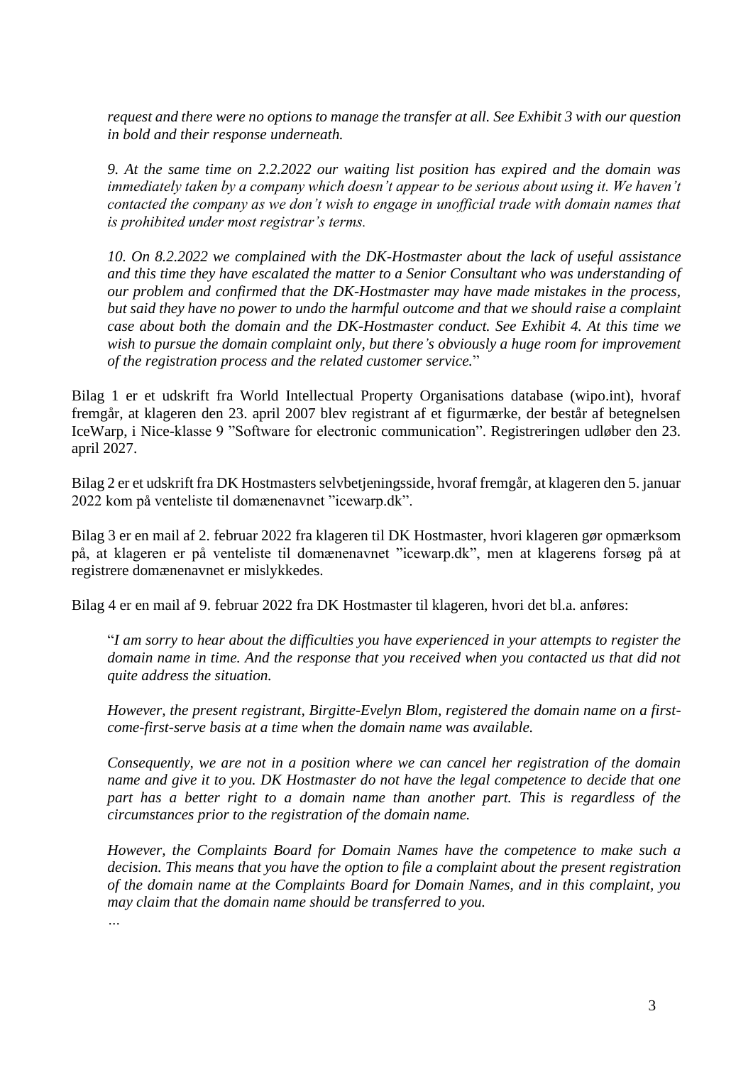*request and there were no options to manage the transfer at all. See Exhibit 3 with our question in bold and their response underneath.*

*9. At the same time on 2.2.2022 our waiting list position has expired and the domain was immediately taken by a company which doesn't appear to be serious about using it. We haven't contacted the company as we don't wish to engage in unofficial trade with domain names that is prohibited under most registrar's terms.*

*10. On 8.2.2022 we complained with the DK-Hostmaster about the lack of useful assistance and this time they have escalated the matter to a Senior Consultant who was understanding of our problem and confirmed that the DK-Hostmaster may have made mistakes in the process, but said they have no power to undo the harmful outcome and that we should raise a complaint case about both the domain and the DK-Hostmaster conduct. See Exhibit 4. At this time we wish to pursue the domain complaint only, but there's obviously a huge room for improvement of the registration process and the related customer service.*"

Bilag 1 er et udskrift fra World Intellectual Property Organisations database (wipo.int), hvoraf fremgår, at klageren den 23. april 2007 blev registrant af et figurmærke, der består af betegnelsen IceWarp, i Nice-klasse 9 "Software for electronic communication". Registreringen udløber den 23. april 2027.

Bilag 2 er et udskrift fra DK Hostmasters selvbetjeningsside, hvoraf fremgår, at klageren den 5. januar 2022 kom på venteliste til domænenavnet "icewarp.dk".

Bilag 3 er en mail af 2. februar 2022 fra klageren til DK Hostmaster, hvori klageren gør opmærksom på, at klageren er på venteliste til domænenavnet "icewarp.dk", men at klagerens forsøg på at registrere domænenavnet er mislykkedes.

Bilag 4 er en mail af 9. februar 2022 fra DK Hostmaster til klageren, hvori det bl.a. anføres:

"*I am sorry to hear about the difficulties you have experienced in your attempts to register the domain name in time. And the response that you received when you contacted us that did not quite address the situation.*

*However, the present registrant, Birgitte-Evelyn Blom, registered the domain name on a first-come-first-serve basis at a time when the domain name was available.*

*Consequently, we are not in a position where we can cancel her registration of the domain name and give it to you. DK Hostmaster do not have the legal competence to decide that one part has a better right to a domain name than another part. This is regardless of the circumstances prior to the registration of the domain name.*

*However, the Complaints Board for Domain Names have the competence to make such a decision. This means that you have the option to file a complaint about the present registration of the domain name at the Complaints Board for Domain Names, and in this complaint, you may claim that the domain name should be transferred to you.*

*…*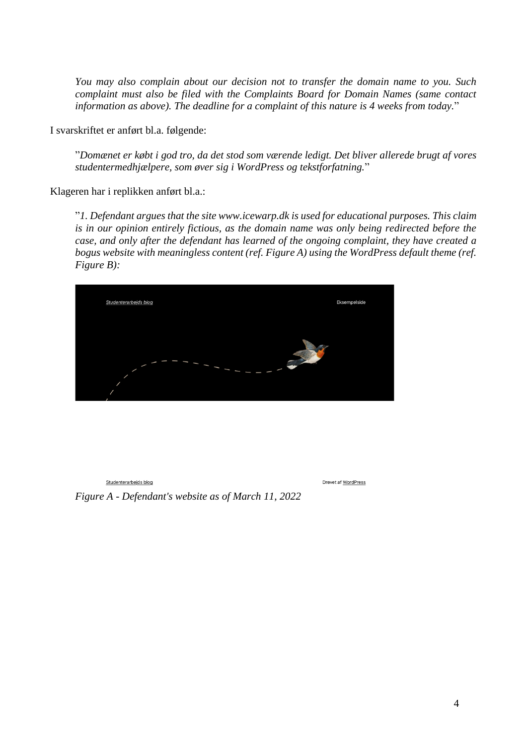*You may also complain about our decision not to transfer the domain name to you. Such complaint must also be filed with the Complaints Board for Domain Names (same contact information as above). The deadline for a complaint of this nature is 4 weeks from today.*"

I svarskriftet er anført bl.a. følgende:

"*Domænet er købt i god tro, da det stod som værende ledigt. Det bliver allerede brugt af vores studentermedhjælpere, som øver sig i WordPress og tekstforfatning.*"

Klageren har i replikken anført bl.a.:

"*1. Defendant argues that the site www.icewarp.dk is used for educational purposes. This claim is in our opinion entirely fictious, as the domain name was only being redirected before the case, and only after the defendant has learned of the ongoing complaint, they have created a bogus website with meaningless content (ref. Figure A) using the WordPress default theme (ref. Figure B):*

Studenterarbejds blog

Eksempelside

Studenterarbejds blog

Drevet af WordPress

*Figure A - Defendant's website as of March 11, 2022*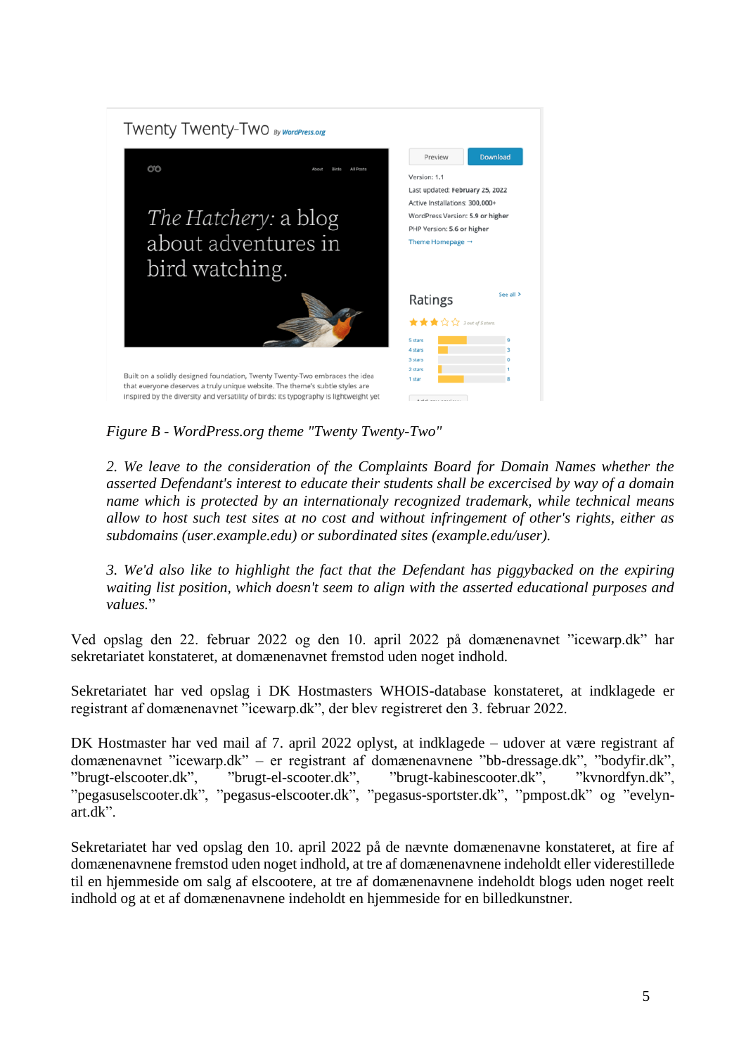*Figure B - WordPress.org theme "Twenty Twenty-Two"*

*2. We leave to the consideration of the Complaints Board for Domain Names whether the asserted Defendant's interest to educate their students shall be excercised by way of a domain name which is protected by an internationaly recognized trademark, while technical means allow to host such test sites at no cost and without infringement of other's rights, either as subdomains (user.example.edu) or subordinated sites (example.edu/user).*

*3. We'd also like to highlight the fact that the Defendant has piggybacked on the expiring waiting list position, which doesn't seem to align with the asserted educational purposes and values.*"

Ved opslag den 22. februar 2022 og den 10. april 2022 på domænenavnet "icewarp.dk" har sekretariatet konstateret, at domænenavnet fremstod uden noget indhold.

Sekretariatet har ved opslag i DK Hostmasters WHOIS-database konstateret, at indklagede er registrant af domænenavnet "icewarp.dk", der blev registreret den 3. februar 2022.

DK Hostmaster har ved mail af 7. april 2022 oplyst, at indklagede – udover at være registrant af domænenavnet "icewarp.dk" – er registrant af domænenavnene "bb-dressage.dk", "bodyfir.dk", "brugt-elscooter.dk", "brugt-el-scooter.dk", "brugt-kabinescooter.dk", "kvnordfyn.dk", "pegasuselscooter.dk", "pegasus-elscooter.dk", "pegasus-sportster.dk", "pmpost.dk" og "evelyn-art.dk".

Sekretariatet har ved opslag den 10. april 2022 på de nævnte domænenavne konstateret, at fire af domænenavnene fremstod uden noget indhold, at tre af domænenavnene indeholdt eller viderestillede til en hjemmeside om salg af elscootere, at tre af domænenavnene indeholdt blogs uden noget reelt indhold og at et af domænenavnene indeholdt en hjemmeside for en billedkunstner.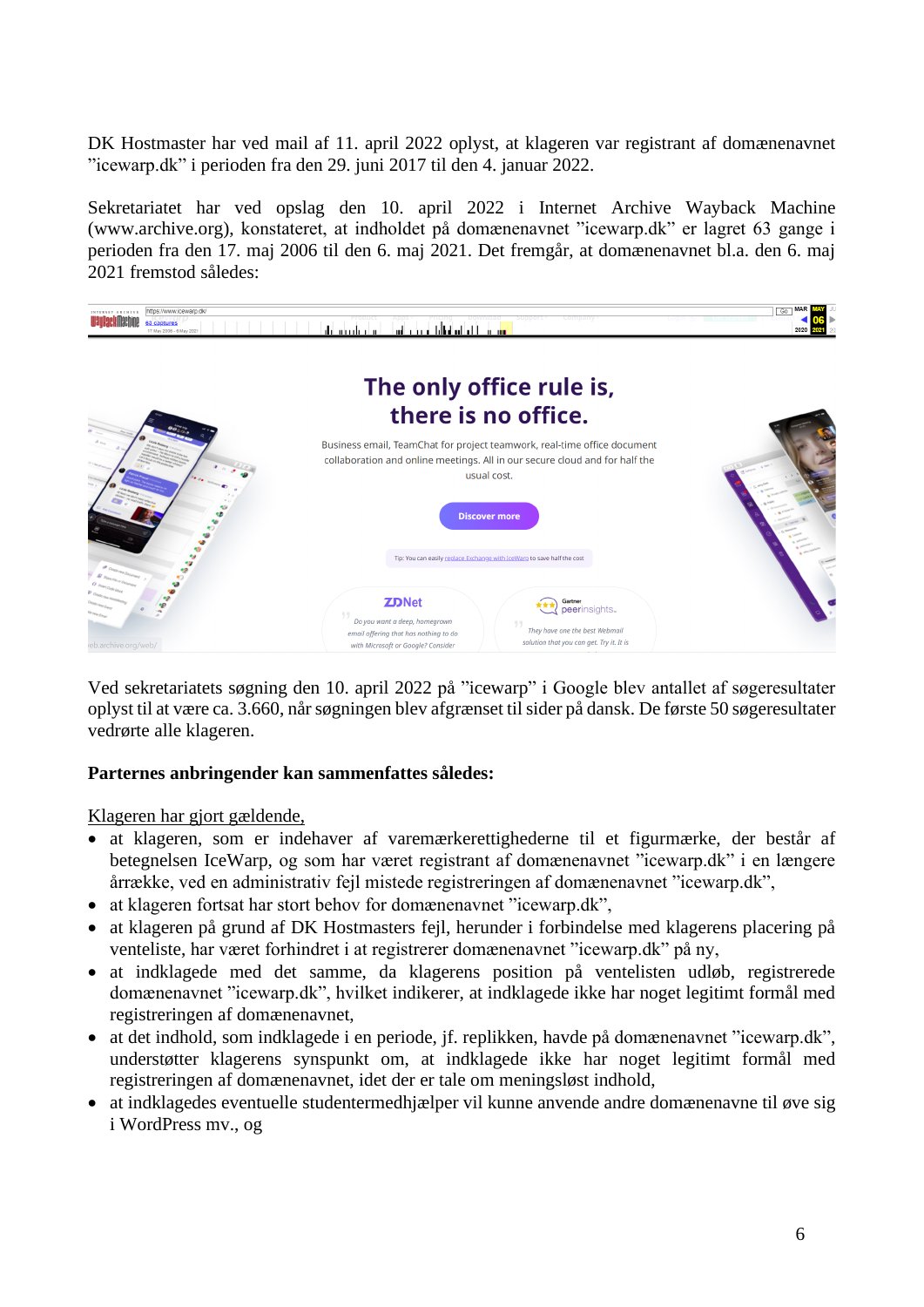DK Hostmaster har ved mail af 11. april 2022 oplyst, at klageren var registrant af domænenavnet "icewarp.dk" i perioden fra den 29. juni 2017 til den 4. januar 2022.

Sekretariatet har ved opslag den 10. april 2022 i Internet Archive Wayback Machine (www.archive.org), konstateret, at indholdet på domænenavnet "icewarp.dk" er lagret 63 gange i perioden fra den 17. maj 2006 til den 6. maj 2021. Det fremgår, at domænenavnet bl.a. den 6. maj 2021 fremstod således:

Ved sekretariatets søgning den 10. april 2022 på "icewarp" i Google blev antallet af søgeresultater oplyst til at være ca. 3.660, når søgningen blev afgrænset til sider på dansk. De første 50 søgeresultater vedrørte alle klageren.

**Parternes anbringender kan sammenfattes således:**

Klageren har gjort gældende,

- at klageren, som er indehaver af varemærkerettighederne til et figurmærke, der består af betegnelsen IceWarp, og som har været registrant af domænenavnet "icewarp.dk" i en længere årrække, ved en administrativ fejl mistede registreringen af domænenavnet "icewarp.dk",
- at klageren fortsat har stort behov for domænenavnet "icewarp.dk",
- at klageren på grund af DK Hostmasters fejl, herunder i forbindelse med klagerens placering på venteliste, har været forhindret i at registrerer domænenavnet "icewarp.dk" på ny,
- at indklagede med det samme, da klagerens position på ventelisten udløb, registrerede domænenavnet "icewarp.dk", hvilket indikerer, at indklagede ikke har noget legitimt formål med registreringen af domænenavnet,
- at det indhold, som indklagede i en periode, jf. replikken, havde på domænenavnet "icewarp.dk", understøtter klagerens synspunkt om, at indklagede ikke har noget legitimt formål med registreringen af domænenavnet, idet der er tale om meningsløst indhold,
- at indklagedes eventuelle studentermedhjælper vil kunne anvende andre domænenavne til øve sig i WordPress mv., og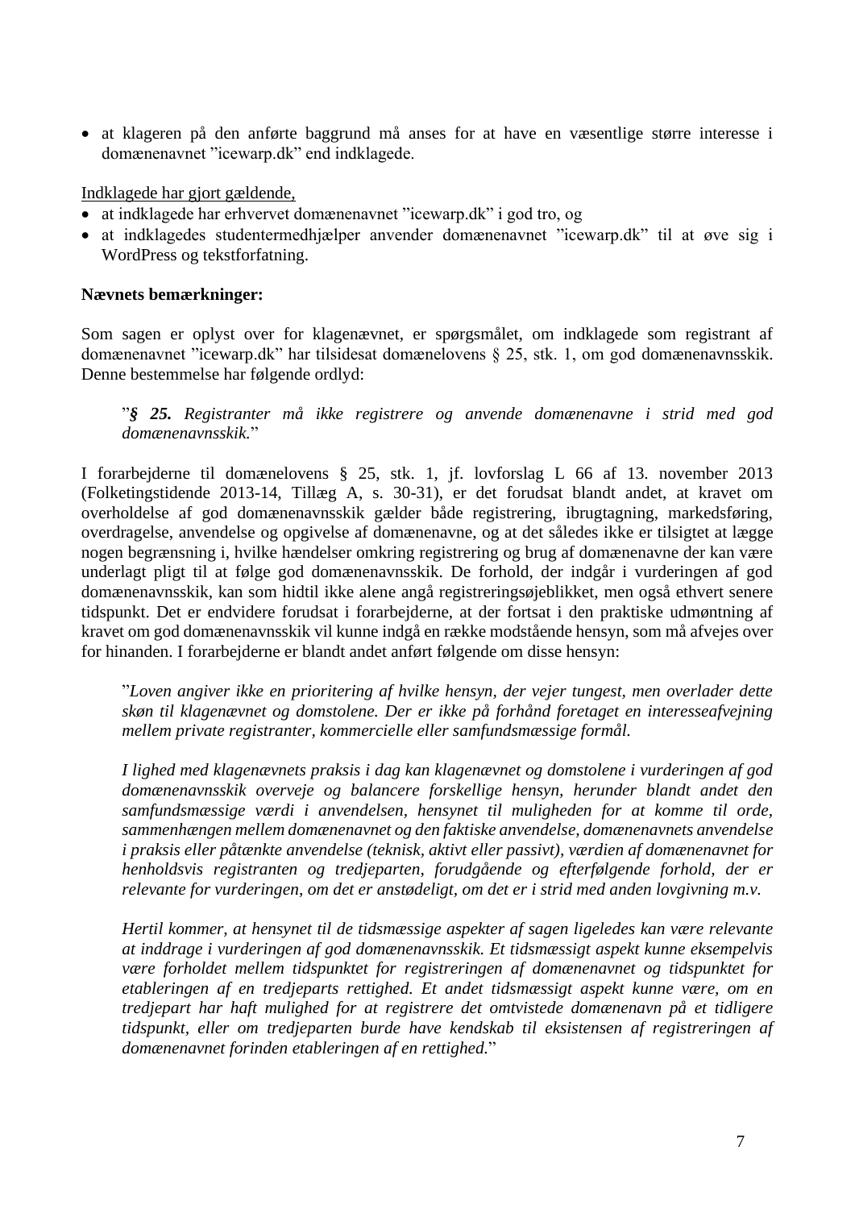- at klageren på den anførte baggrund må anses for at have en væsentlige større interesse i domænenavnet "icewarp.dk" end indklagede.

Indklagede har gjort gældende,

- at indklagede har erhvervet domænenavnet "icewarp.dk" i god tro, og
- at indklagedes studentermedhjælper anvender domænenavnet "icewarp.dk" til at øve sig i WordPress og tekstforfatning.

**Nævnets bemærkninger:**

Som sagen er oplyst over for klagenævnet, er spørgsmålet, om indklagede som registrant af domænenavnet "icewarp.dk" har tilsidesat domænelovens § 25, stk. 1, om god domænenavnsskik. Denne bestemmelse har følgende ordlyd:

> "***§ 25.*** *Registranter må ikke registrere og anvende domænenavne i strid med god domænenavnsskik.*"

I forarbejderne til domænelovens § 25, stk. 1, jf. lovforslag L 66 af 13. november 2013 (Folketingstidende 2013-14, Tillæg A, s. 30-31), er det forudsat blandt andet, at kravet om overholdelse af god domænenavnsskik gælder både registrering, ibrugtagning, markedsføring, overdragelse, anvendelse og opgivelse af domænenavne, og at det således ikke er tilsigtet at lægge nogen begrænsning i, hvilke hændelser omkring registrering og brug af domænenavne der kan være underlagt pligt til at følge god domænenavnsskik. De forhold, der indgår i vurderingen af god domænenavnsskik, kan som hidtil ikke alene angå registreringsøjeblikket, men også ethvert senere tidspunkt. Det er endvidere forudsat i forarbejderne, at der fortsat i den praktiske udmøntning af kravet om god domænenavnsskik vil kunne indgå en række modstående hensyn, som må afvejes over for hinanden. I forarbejderne er blandt andet anført følgende om disse hensyn:

> "*Loven angiver ikke en prioritering af hvilke hensyn, der vejer tungest, men overlader dette skøn til klagenævnet og domstolene. Der er ikke på forhånd foretaget en interesseafvejning mellem private registranter, kommercielle eller samfundsmæssige formål.*
>
> *I lighed med klagenævnets praksis i dag kan klagenævnet og domstolene i vurderingen af god domænenavnsskik overveje og balancere forskellige hensyn, herunder blandt andet den samfundsmæssige værdi i anvendelsen, hensynet til muligheden for at komme til orde, sammenhængen mellem domænenavnet og den faktiske anvendelse, domænenavnets anvendelse i praksis eller påtænkte anvendelse (teknisk, aktivt eller passivt), værdien af domænenavnet for henholdsvis registranten og tredjeparten, forudgående og efterfølgende forhold, der er relevante for vurderingen, om det er anstødeligt, om det er i strid med anden lovgivning m.v.*
>
> *Hertil kommer, at hensynet til de tidsmæssige aspekter af sagen ligeledes kan være relevante at inddrage i vurderingen af god domænenavnsskik. Et tidsmæssigt aspekt kunne eksempelvis være forholdet mellem tidspunktet for registreringen af domænenavnet og tidspunktet for etableringen af en tredjeparts rettighed. Et andet tidsmæssigt aspekt kunne være, om en tredjepart har haft mulighed for at registrere det omtvistede domænenavn på et tidligere tidspunkt, eller om tredjeparten burde have kendskab til eksistensen af registreringen af domænenavnet forinden etableringen af en rettighed.*"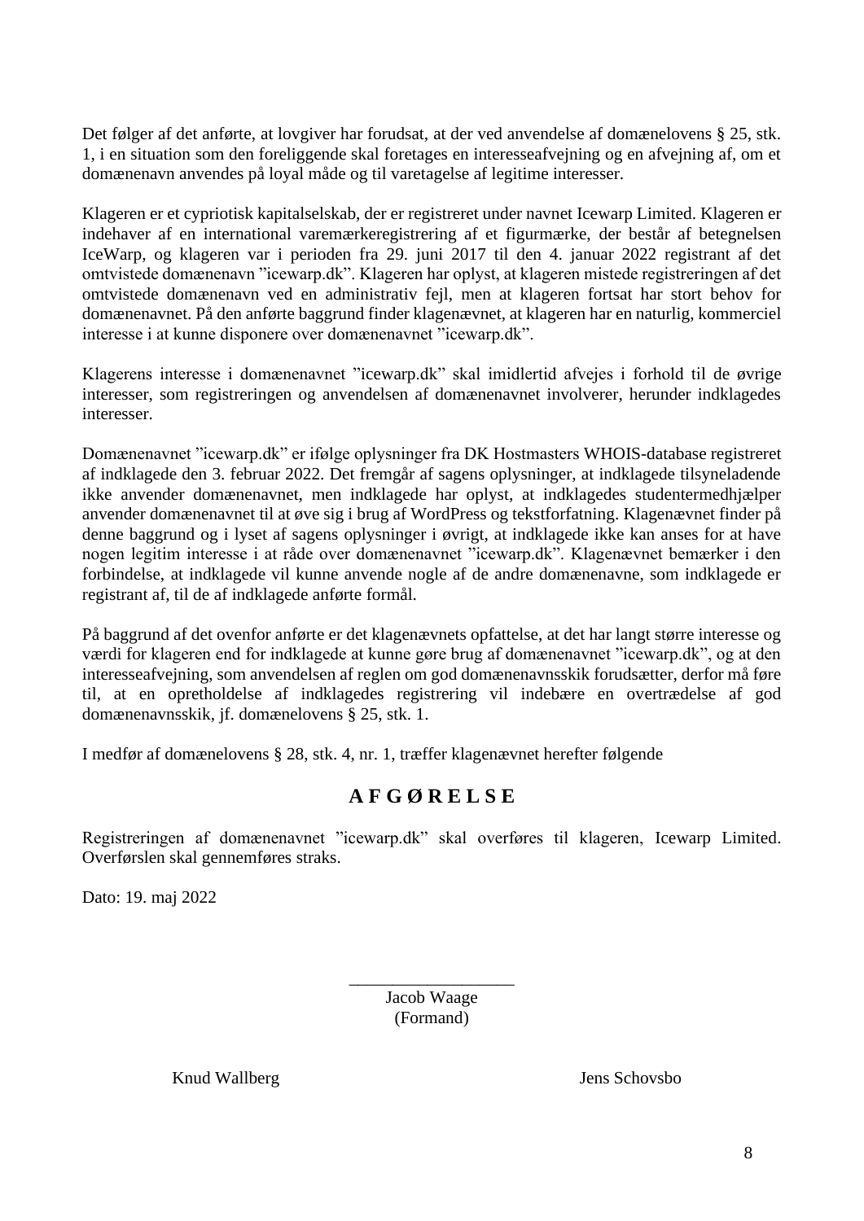Det følger af det anførte, at lovgiver har forudsat, at der ved anvendelse af domænelovens § 25, stk. 1, i en situation som den foreliggende skal foretages en interesseafvejning og en afvejning af, om et domænenavn anvendes på loyal måde og til varetagelse af legitime interesser.

Klageren er et cypriotisk kapitalselskab, der er registreret under navnet Icewarp Limited. Klageren er indehaver af en international varemærkeregistrering af et figurmærke, der består af betegnelsen IceWarp, og klageren var i perioden fra 29. juni 2017 til den 4. januar 2022 registrant af det omtvistede domænenavn "icewarp.dk". Klageren har oplyst, at klageren mistede registreringen af det omtvistede domænenavn ved en administrativ fejl, men at klageren fortsat har stort behov for domænenavnet. På den anførte baggrund finder klagenævnet, at klageren har en naturlig, kommerciel interesse i at kunne disponere over domænenavnet "icewarp.dk".

Klagerens interesse i domænenavnet "icewarp.dk" skal imidlertid afvejes i forhold til de øvrige interesser, som registreringen og anvendelsen af domænenavnet involverer, herunder indklagedes interesser.

Domænenavnet "icewarp.dk" er ifølge oplysninger fra DK Hostmasters WHOIS-database registreret af indklagede den 3. februar 2022. Det fremgår af sagens oplysninger, at indklagede tilsyneladende ikke anvender domænenavnet, men indklagede har oplyst, at indklagedes studentermedhjælper anvender domænenavnet til at øve sig i brug af WordPress og tekstforfatning. Klagenævnet finder på denne baggrund og i lyset af sagens oplysninger i øvrigt, at indklagede ikke kan anses for at have nogen legitim interesse i at råde over domænenavnet "icewarp.dk". Klagenævnet bemærker i den forbindelse, at indklagede vil kunne anvende nogle af de andre domænenavne, som indklagede er registrant af, til de af indklagede anførte formål.

På baggrund af det ovenfor anførte er det klagenævnets opfattelse, at det har langt større interesse og værdi for klageren end for indklagede at kunne gøre brug af domænenavnet "icewarp.dk", og at den interesseafvejning, som anvendelsen af reglen om god domænenavnsskik forudsætter, derfor må føre til, at en opretholdelse af indklagedes registrering vil indebære en overtrædelse af god domænenavnsskik, jf. domænelovens § 25, stk. 1.

I medfør af domænelovens § 28, stk. 4, nr. 1, træffer klagenævnet herefter følgende

## A F G Ø R E L S E

Registreringen af domænenavnet "icewarp.dk" skal overføres til klageren, Icewarp Limited. Overførslen skal gennemføres straks.

Dato: 19. maj 2022

\_\_\_\_\_\_\_\_\_\_\_\_\_\_\_\_\_\_\_

Jacob Waage
(Formand)

Knud Wallberg

Jens Schovsbo